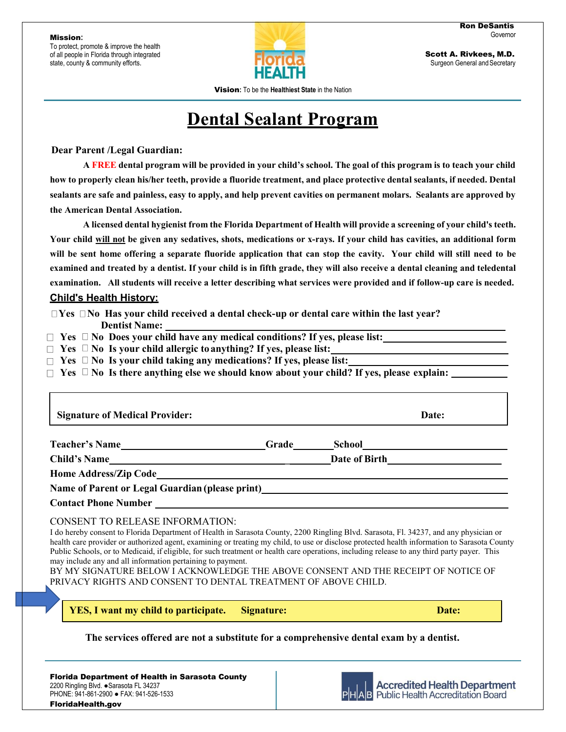**Mission:**
To protect, promote & improve the health of all people in Florida through integrated state, county & community efforts.

Florida HEALTH

**Ron DeSantis**
Governor

**Scott A. Rivkees, M.D.**
Surgeon General and Secretary

**Vision:** To be the **Healthiest State** in the Nation

# Dental Sealant Program

**Dear Parent /Legal Guardian:**

**A FREE dental program will be provided in your child's school. The goal of this program is to teach your child how to properly clean his/her teeth, provide a fluoride treatment, and place protective dental sealants, if needed. Dental sealants are safe and painless, easy to apply, and help prevent cavities on permanent molars. Sealants are approved by the American Dental Association.**

**A licensed dental hygienist from the Florida Department of Health will provide a screening of your child's teeth. Your child will not be given any sedatives, shots, medications or x-rays. If your child has cavities, an additional form will be sent home offering a separate fluoride application that can stop the cavity. Your child will still need to be examined and treated by a dentist. If your child is in fifth grade, they will also receive a dental cleaning and teledental examination. All students will receive a letter describing what services were provided and if follow-up care is needed.**

## Child's Health History:

- ☐ **Yes** ☐ **No Has your child received a dental check-up or dental care within the last year?**
  **Dentist Name:** ______________________________
- ☐ **Yes** ☐ **No Does your child have any medical conditions? If yes, please list:** ____________
- ☐ **Yes** ☐ **No Is your child allergic to anything? If yes, please list:** ____________
- ☐ **Yes** ☐ **No Is your child taking any medications? If yes, please list:** ____________
- ☐ **Yes** ☐ **No Is there anything else we should know about your child? If yes, please explain:** ____________

**Signature of Medical Provider:** ______________________ **Date:** __________

**Teacher's Name** ____________________ **Grade** ________ **School** ____________________

**Child's Name** ______________________________ **Date of Birth** ____________________

**Home Address/Zip Code** ______________________________________________

**Name of Parent or Legal Guardian (please print)** ______________________________

**Contact Phone Number** ______________________________________________

CONSENT TO RELEASE INFORMATION:

I do hereby consent to Florida Department of Health in Sarasota County, 2200 Ringling Blvd. Sarasota, Fl. 34237, and any physician or health care provider or authorized agent, examining or treating my child, to use or disclose protected health information to Sarasota County Public Schools, or to Medicaid, if eligible, for such treatment or health care operations, including release to any third party payer. This may include any and all information pertaining to payment.

BY MY SIGNATURE BELOW I ACKNOWLEDGE THE ABOVE CONSENT AND THE RECEIPT OF NOTICE OF PRIVACY RIGHTS AND CONSENT TO DENTAL TREATMENT OF ABOVE CHILD.

**YES, I want my child to participate.** **Signature:** ______________________ **Date:** __________

**The services offered are not a substitute for a comprehensive dental exam by a dentist.**

**Florida Department of Health in Sarasota County**
2200 Ringling Blvd. ● Sarasota FL 34237
PHONE: 941-861-2900 ● FAX: 941-526-1533
**FloridaHealth.gov**

PHAB Accredited Health Department
Public Health Accreditation Board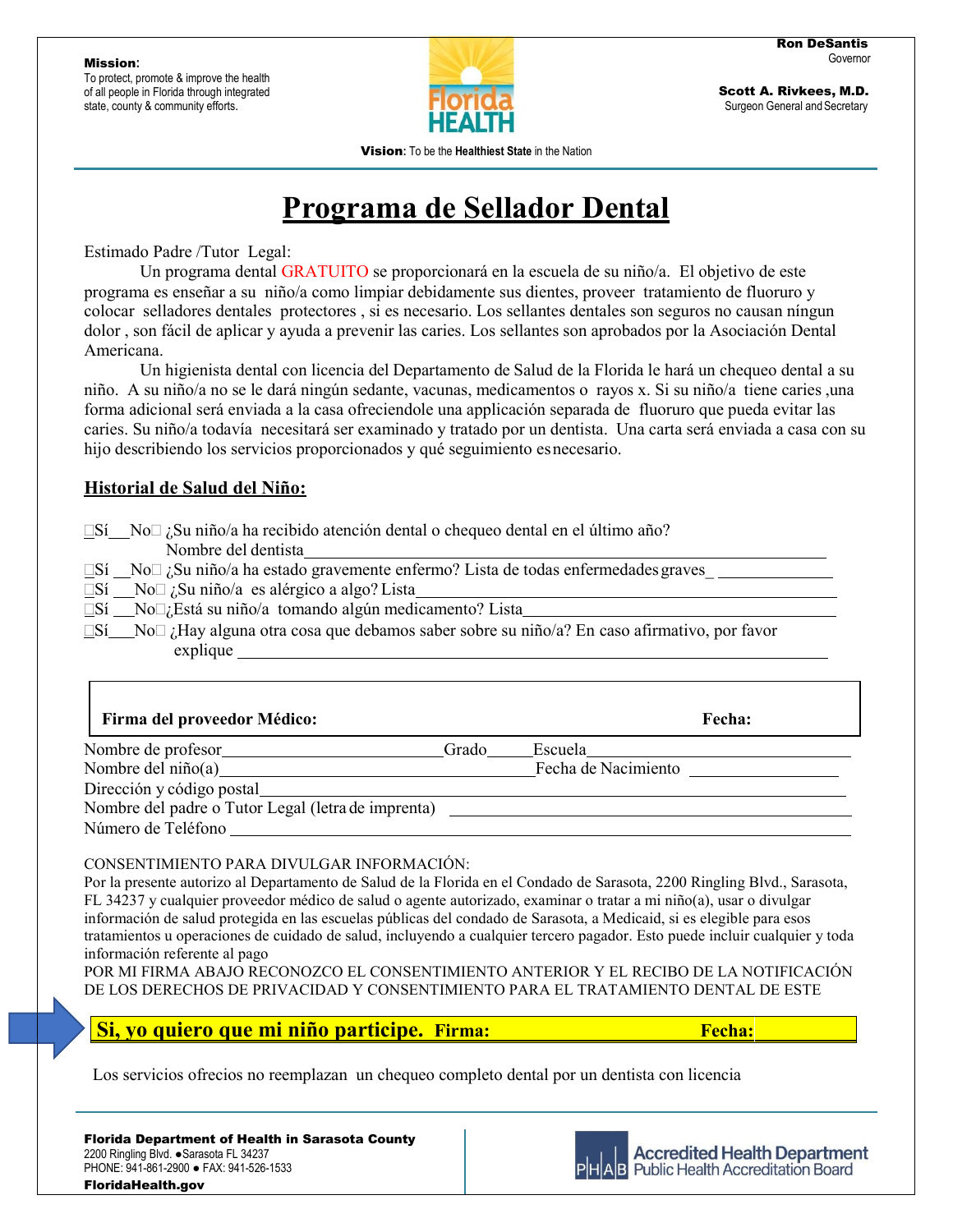**Mission:**
To protect, promote & improve the health of all people in Florida through integrated state, county & community efforts.

Florida HEALTH

**Ron DeSantis**
Governor

**Scott A. Rivkees, M.D.**
Surgeon General and Secretary

**Vision:** To be the **Healthiest State** in the Nation

# Programa de Sellador Dental

Estimado Padre /Tutor Legal:

Un programa dental GRATUITO se proporcionará en la escuela de su niño/a. El objetivo de este programa es enseñar a su niño/a como limpiar debidamente sus dientes, proveer tratamiento de fluoruro y colocar selladores dentales protectores , si es necesario. Los sellantes dentales son seguros no causan níngun dolor , son fácil de aplicar y ayuda a prevenir las caries. Los sellantes son aprobados por la Asociación Dental Americana.

Un higienista dental con licencia del Departamento de Salud de la Florida le hará un chequeo dental a su niño. A su niño/a no se le dará ningún sedante, vacunas, medicamentos o rayos x. Si su niño/a tiene caries ,una forma adicional será enviada a la casa ofreciendole una applicación separada de fluoruro que pueda evitar las caries. Su niño/a todavía necesitará ser examinado y tratado por un dentista. Una carta será enviada a casa con su hijo describiendo los servicios proporcionados y qué seguimiento es necesario.

## Historial de Salud del Niño:

☐Sí__No☐ ¿Su niño/a ha recibido atención dental o chequeo dental en el último año?
Nombre del dentista ______________________________

☐Sí __No☐ ¿Su niño/a ha estado gravemente enfermo? Lista de todas enfermedades graves_ ______________

☐Sí __No☐ ¿Su niño/a es alérgico a algo? Lista ______________________________

☐Sí __No☐¿Está su niño/a tomando algún medicamento? Lista ______________________________

☐Sí__No☐ ¿Hay alguna otra cosa que debamos saber sobre su niño/a? En caso afirmativo, por favor explique ______________________________

**Firma del proveedor Médico:** **Fecha:**

Nombre de profesor______________________ Grado_____ Escuela______________________

Nombre del niño(a)______________________ Fecha de Nacimiento ______________

Dirección y código postal______________________________

Nombre del padre o Tutor Legal (letra de imprenta) ______________________________

Número de Teléfono ______________________________

CONSENTIMIENTO PARA DIVULGAR INFORMACIÓN:
Por la presente autorizo al Departamento de Salud de la Florida en el Condado de Sarasota, 2200 Ringling Blvd., Sarasota, FL 34237 y cualquier proveedor médico de salud o agente autorizado, examinar o tratar a mi niño(a), usar o divulgar información de salud protegida en las escuelas públicas del condado de Sarasota, a Medicaid, si es elegible para esos tratamientos u operaciones de cuidado de salud, incluyendo a cualquier tercero pagador. Esto puede incluir cualquier y toda información referente al pago
POR MI FIRMA ABAJO RECONOZCO EL CONSENTIMIENTO ANTERIOR Y EL RECIBO DE LA NOTIFICACIÓN DE LOS DERECHOS DE PRIVACIDAD Y CONSENTIMIENTO PARA EL TRATAMIENTO DENTAL DE ESTE

**Si, yo quiero que mi niño participe. Firma:** **Fecha:**

Los servicios ofrecios no reemplazan un chequeo completo dental por un dentista con licencia

**Florida Department of Health in Sarasota County**
2200 Ringling Blvd. ●Sarasota FL 34237
PHONE: 941-861-2900 ● FAX: 941-526-1533
**FloridaHealth.gov**

PHAB Accredited Health Department
Public Health Accreditation Board